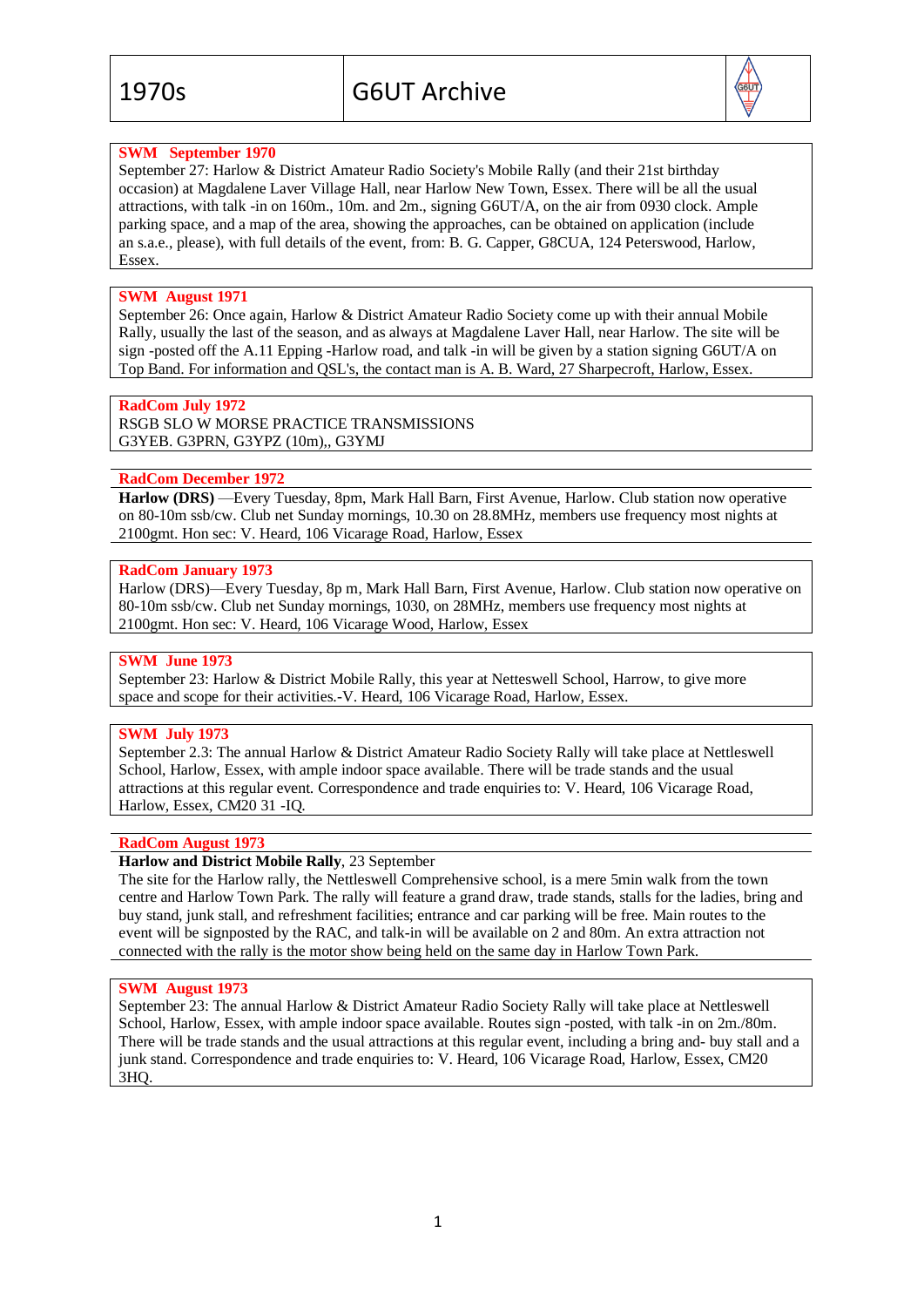| 1970s | G6UT Archive |
|---|---|

**SWM September 1970**

September 27: Harlow & District Amateur Radio Society's Mobile Rally (and their 21st birthday occasion) at Magdalene Laver Village Hall, near Harlow New Town, Essex. There will be all the usual attractions, with talk -in on 160m., 10m. and 2m., signing G6UT/A, on the air from 0930 clock. Ample parking space, and a map of the area, showing the approaches, can be obtained on application (include an s.a.e., please), with full details of the event, from: B. G. Capper, G8CUA, 124 Peterswood, Harlow, Essex.

**SWM August 1971**

September 26: Once again, Harlow & District Amateur Radio Society come up with their annual Mobile Rally, usually the last of the season, and as always at Magdalene Laver Hall, near Harlow. The site will be sign -posted off the A.11 Epping -Harlow road, and talk -in will be given by a station signing G6UT/A on Top Band. For information and QSL's, the contact man is A. B. Ward, 27 Sharpecroft, Harlow, Essex.

**RadCom July 1972**

RSGB SLO W MORSE PRACTICE TRANSMISSIONS
G3YEB. G3PRN, G3YPZ (10m),, G3YMJ

**RadCom December 1972**

**Harlow (DRS)** —Every Tuesday, 8pm, Mark Hall Barn, First Avenue, Harlow. Club station now operative on 80-10m ssb/cw. Club net Sunday mornings, 10.30 on 28.8MHz, members use frequency most nights at 2100gmt. Hon sec: V. Heard, 106 Vicarage Road, Harlow, Essex

**RadCom January 1973**

Harlow (DRS)—Every Tuesday, 8p m, Mark Hall Barn, First Avenue, Harlow. Club station now operative on 80-10m ssb/cw. Club net Sunday mornings, 1030, on 28MHz, members use frequency most nights at 2100gmt. Hon sec: V. Heard, 106 Vicarage Wood, Harlow, Essex

**SWM June 1973**

September 23: Harlow & District Mobile Rally, this year at Netteswell School, Harrow, to give more space and scope for their activities.-V. Heard, 106 Vicarage Road, Harlow, Essex.

**SWM July 1973**

September 2.3: The annual Harlow & District Amateur Radio Society Rally will take place at Nettleswell School, Harlow, Essex, with ample indoor space available. There will be trade stands and the usual attractions at this regular event. Correspondence and trade enquiries to: V. Heard, 106 Vicarage Road, Harlow, Essex, CM20 31 -IQ.

**RadCom August 1973**

**Harlow and District Mobile Rally**, 23 September
The site for the Harlow rally, the Nettleswell Comprehensive school, is a mere 5min walk from the town centre and Harlow Town Park. The rally will feature a grand draw, trade stands, stalls for the ladies, bring and buy stand, junk stall, and refreshment facilities; entrance and car parking will be free. Main routes to the event will be signposted by the RAC, and talk-in will be available on 2 and 80m. An extra attraction not connected with the rally is the motor show being held on the same day in Harlow Town Park.

**SWM August 1973**

September 23: The annual Harlow & District Amateur Radio Society Rally will take place at Nettleswell School, Harlow, Essex, with ample indoor space available. Routes sign -posted, with talk -in on 2m./80m. There will be trade stands and the usual attractions at this regular event, including a bring and- buy stall and a junk stand. Correspondence and trade enquiries to: V. Heard, 106 Vicarage Road, Harlow, Essex, CM20 3HQ.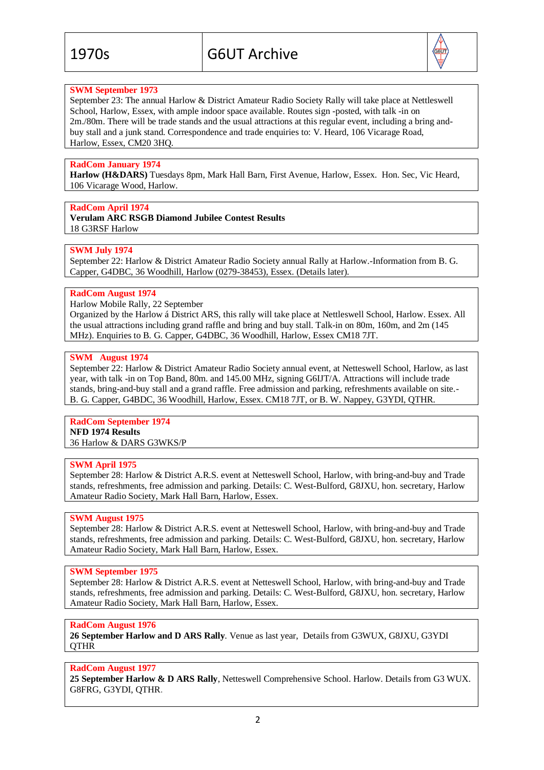**SWM September 1973**
September 23: The annual Harlow & District Amateur Radio Society Rally will take place at Nettleswell School, Harlow, Essex, with ample indoor space available. Routes sign -posted, with talk -in on 2m./80m. There will be trade stands and the usual attractions at this regular event, including a bring and-buy stall and a junk stand. Correspondence and trade enquiries to: V. Heard, 106 Vicarage Road, Harlow, Essex, CM20 3HQ.

**RadCom January 1974**
**Harlow (H&DARS)** Tuesdays 8pm, Mark Hall Barn, First Avenue, Harlow, Essex. Hon. Sec, Vic Heard, 106 Vicarage Wood, Harlow.

**RadCom April 1974**
**Verulam ARC RSGB Diamond Jubilee Contest Results**
18 G3RSF Harlow

**SWM July 1974**
September 22: Harlow & District Amateur Radio Society annual Rally at Harlow.-Information from B. G. Capper, G4DBC, 36 Woodhill, Harlow (0279-38453), Essex. (Details later).

**RadCom August 1974**
Harlow Mobile Rally, 22 September
Organized by the Harlow á District ARS, this rally will take place at Nettleswell School, Harlow. Essex. All the usual attractions including grand raffle and bring and buy stall. Talk-in on 80m, 160m, and 2m (145 MHz). Enquiries to B. G. Capper, G4DBC, 36 Woodhill, Harlow, Essex CM18 7JT.

**SWM August 1974**
September 22: Harlow & District Amateur Radio Society annual event, at Netteswell School, Harlow, as last year, with talk -in on Top Band, 80m. and 145.00 MHz, signing G6IJT/A. Attractions will include trade stands, bring-and-buy stall and a grand raffle. Free admission and parking, refreshments available on site.-B. G. Capper, G4BDC, 36 Woodhill, Harlow, Essex. CM18 7JT, or B. W. Nappey, G3YDI, QTHR.

**RadCom September 1974**
**NFD 1974 Results**
36 Harlow & DARS G3WKS/P

**SWM April 1975**
September 28: Harlow & District A.R.S. event at Netteswell School, Harlow, with bring-and-buy and Trade stands, refreshments, free admission and parking. Details: C. West-Bulford, G8JXU, hon. secretary, Harlow Amateur Radio Society, Mark Hall Barn, Harlow, Essex.

**SWM August 1975**
September 28: Harlow & District A.R.S. event at Netteswell School, Harlow, with bring-and-buy and Trade stands, refreshments, free admission and parking. Details: C. West-Bulford, G8JXU, hon. secretary, Harlow Amateur Radio Society, Mark Hall Barn, Harlow, Essex.

**SWM September 1975**
September 28: Harlow & District A.R.S. event at Netteswell School, Harlow, with bring-and-buy and Trade stands, refreshments, free admission and parking. Details: C. West-Bulford, G8JXU, hon. secretary, Harlow Amateur Radio Society, Mark Hall Barn, Harlow, Essex.

**RadCom August 1976**
**26 September Harlow and D ARS Rally**. Venue as last year, Details from G3WUX, G8JXU, G3YDI QTHR

**RadCom August 1977**
**25 September Harlow & D ARS Rally**, Netteswell Comprehensive School. Harlow. Details from G3 WUX. G8FRG, G3YDI, QTHR.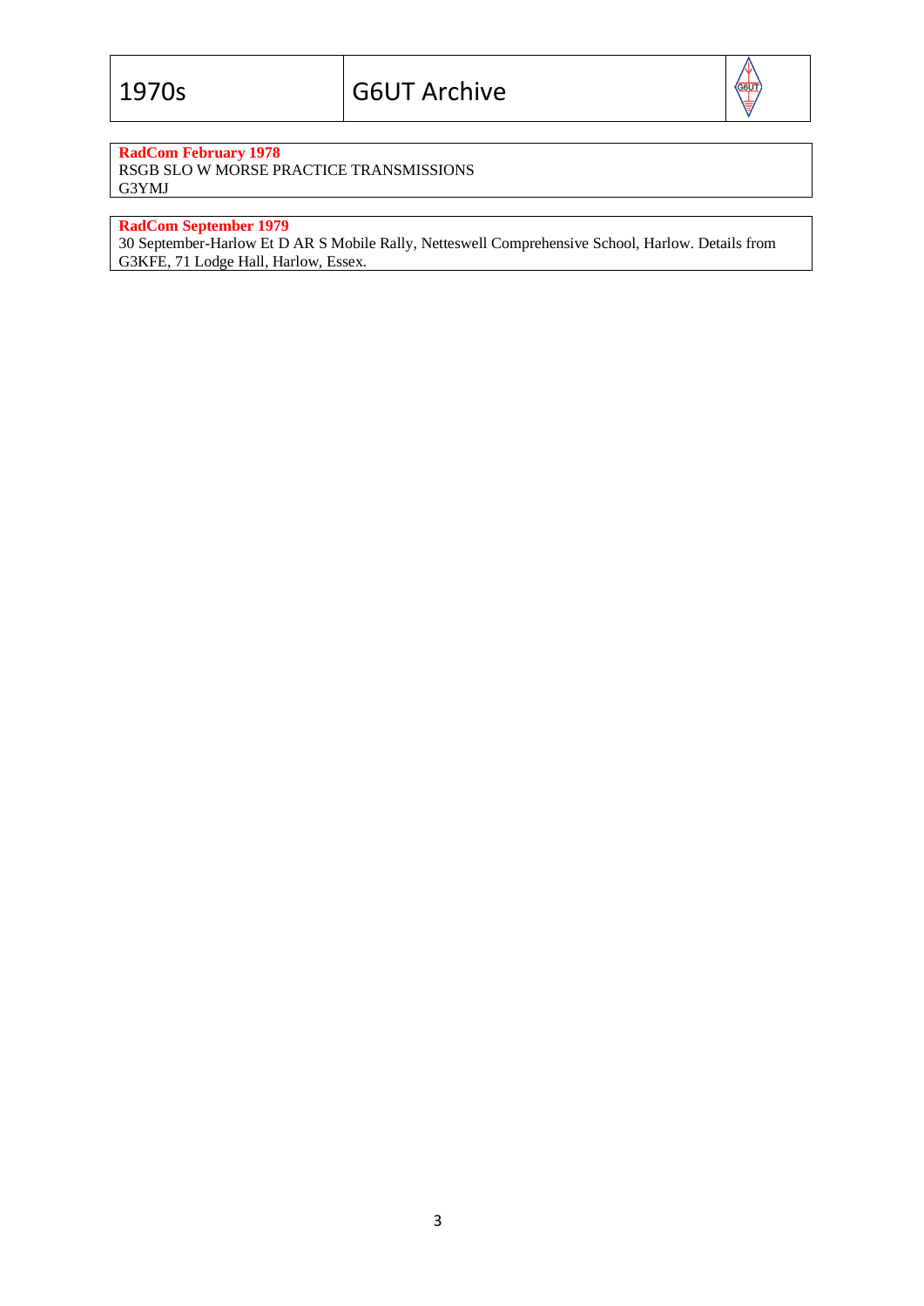**RadCom February 1978**
RSGB SLO W MORSE PRACTICE TRANSMISSIONS
G3YMJ

**RadCom September 1979**
30 September-Harlow Et D AR S Mobile Rally, Netteswell Comprehensive School, Harlow. Details from G3KFE, 71 Lodge Hall, Harlow, Essex.